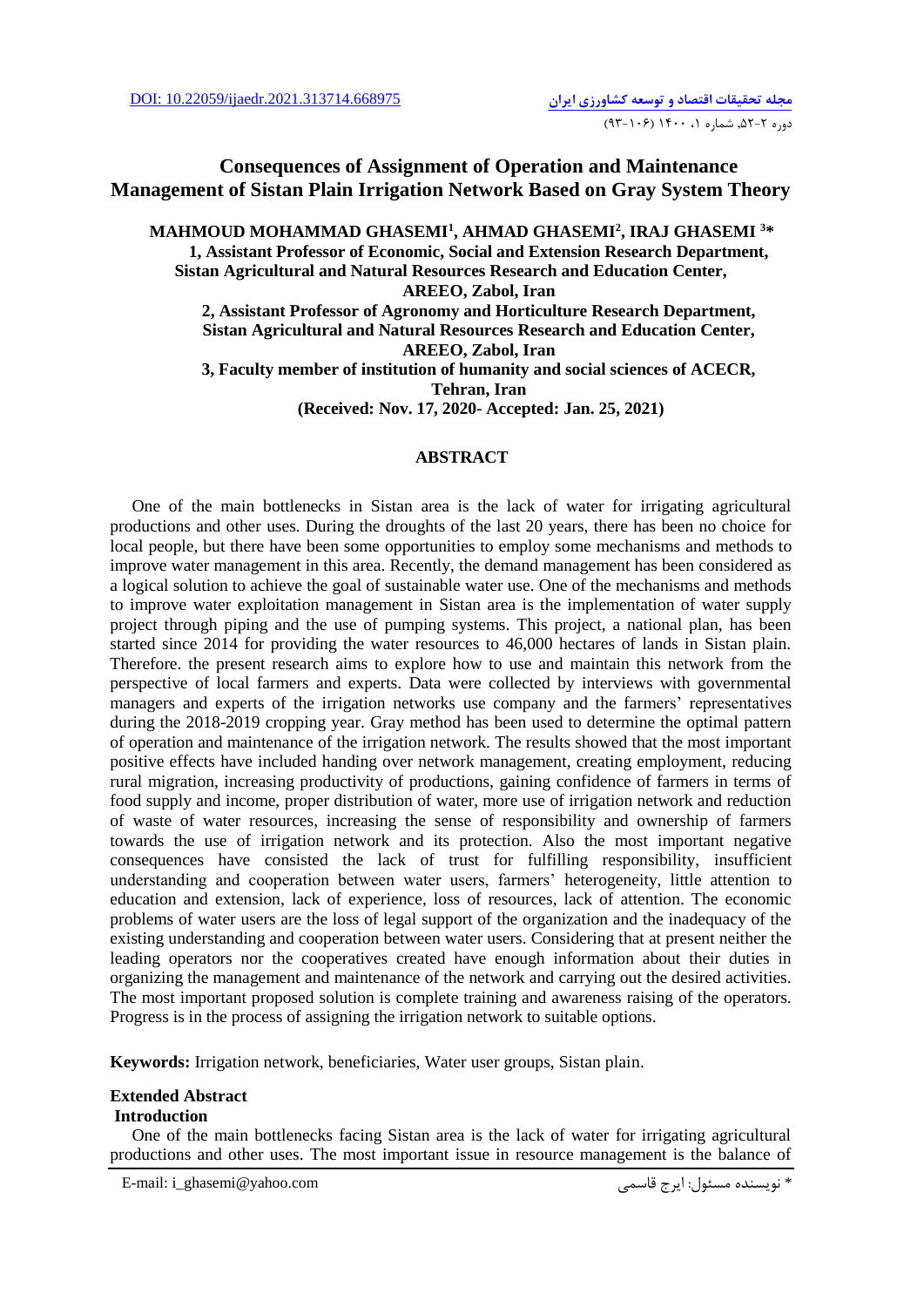DOI: 10.22059/ijaedr.2021.313714.668975

# Consequences of Assignment of Operation and Maintenance Management of Sistan Plain Irrigation Network Based on Gray System Theory

**MAHMOUD MOHAMMAD GHASEMI[1], AHMAD GHASEMI[2], IRAJ GHASEMI [3]***

**1, Assistant Professor of Economic, Social and Extension Research Department, Sistan Agricultural and Natural Resources Research and Education Center, AREEO, Zabol, Iran**

**2, Assistant Professor of Agronomy and Horticulture Research Department, Sistan Agricultural and Natural Resources Research and Education Center, AREEO, Zabol, Iran**

**3, Faculty member of institution of humanity and social sciences of ACECR, Tehran, Iran**

**(Received: Nov. 17, 2020- Accepted: Jan. 25, 2021)**

## ABSTRACT

One of the main bottlenecks in Sistan area is the lack of water for irrigating agricultural productions and other uses. During the droughts of the last 20 years, there has been no choice for local people, but there have been some opportunities to employ some mechanisms and methods to improve water management in this area. Recently, the demand management has been considered as a logical solution to achieve the goal of sustainable water use. One of the mechanisms and methods to improve water exploitation management in Sistan area is the implementation of water supply project through piping and the use of pumping systems. This project, a national plan, has been started since 2014 for providing the water resources to 46,000 hectares of lands in Sistan plain. Therefore. the present research aims to explore how to use and maintain this network from the perspective of local farmers and experts. Data were collected by interviews with governmental managers and experts of the irrigation networks use company and the farmers' representatives during the 2018-2019 cropping year. Gray method has been used to determine the optimal pattern of operation and maintenance of the irrigation network. The results showed that the most important positive effects have included handing over network management, creating employment, reducing rural migration, increasing productivity of productions, gaining confidence of farmers in terms of food supply and income, proper distribution of water, more use of irrigation network and reduction of waste of water resources, increasing the sense of responsibility and ownership of farmers towards the use of irrigation network and its protection. Also the most important negative consequences have consisted the lack of trust for fulfilling responsibility, insufficient understanding and cooperation between water users, farmers' heterogeneity, little attention to education and extension, lack of experience, loss of resources, lack of attention. The economic problems of water users are the loss of legal support of the organization and the inadequacy of the existing understanding and cooperation between water users. Considering that at present neither the leading operators nor the cooperatives created have enough information about their duties in organizing the management and maintenance of the network and carrying out the desired activities. The most important proposed solution is complete training and awareness raising of the operators. Progress is in the process of assigning the irrigation network to suitable options.

**Keywords:** Irrigation network, beneficiaries, Water user groups, Sistan plain.

## Extended Abstract

### Introduction

One of the main bottlenecks facing Sistan area is the lack of water for irrigating agricultural productions and other uses. The most important issue in resource management is the balance of

E-mail: i_ghasemi@yahoo.com

* نویسنده مسئول: ایرج قاسمی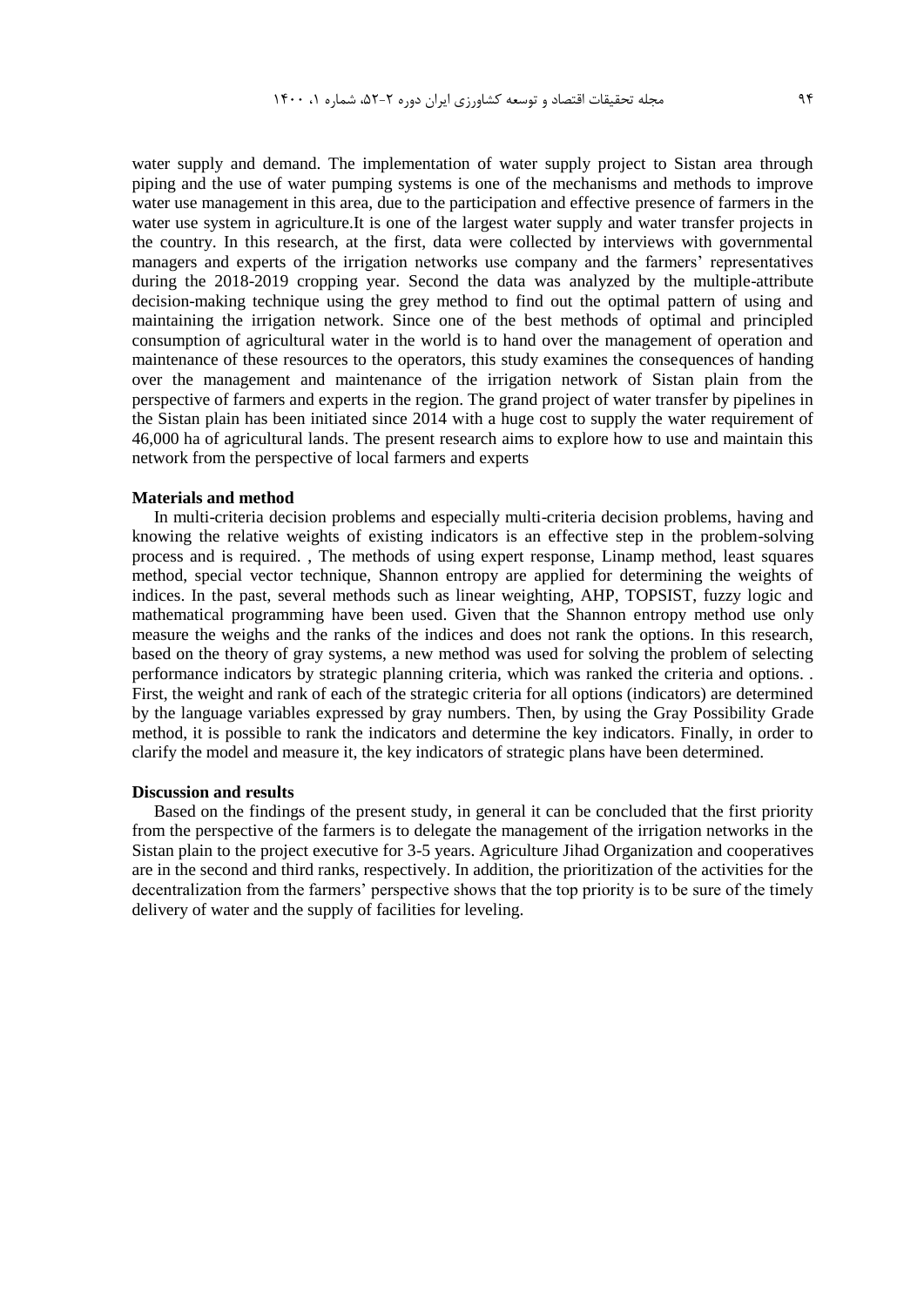water supply and demand. The implementation of water supply project to Sistan area through piping and the use of water pumping systems is one of the mechanisms and methods to improve water use management in this area, due to the participation and effective presence of farmers in the water use system in agriculture.It is one of the largest water supply and water transfer projects in the country. In this research, at the first, data were collected by interviews with governmental managers and experts of the irrigation networks use company and the farmers' representatives during the 2018-2019 cropping year. Second the data was analyzed by the multiple-attribute decision-making technique using the grey method to find out the optimal pattern of using and maintaining the irrigation network. Since one of the best methods of optimal and principled consumption of agricultural water in the world is to hand over the management of operation and maintenance of these resources to the operators, this study examines the consequences of handing over the management and maintenance of the irrigation network of Sistan plain from the perspective of farmers and experts in the region. The grand project of water transfer by pipelines in the Sistan plain has been initiated since 2014 with a huge cost to supply the water requirement of 46,000 ha of agricultural lands. The present research aims to explore how to use and maintain this network from the perspective of local farmers and experts

**Materials and method**

In multi-criteria decision problems and especially multi-criteria decision problems, having and knowing the relative weights of existing indicators is an effective step in the problem-solving process and is required. , The methods of using expert response, Linamp method, least squares method, special vector technique, Shannon entropy are applied for determining the weights of indices. In the past, several methods such as linear weighting, AHP, TOPSIST, fuzzy logic and mathematical programming have been used. Given that the Shannon entropy method use only measure the weighs and the ranks of the indices and does not rank the options. In this research, based on the theory of gray systems, a new method was used for solving the problem of selecting performance indicators by strategic planning criteria, which was ranked the criteria and options. . First, the weight and rank of each of the strategic criteria for all options (indicators) are determined by the language variables expressed by gray numbers. Then, by using the Gray Possibility Grade method, it is possible to rank the indicators and determine the key indicators. Finally, in order to clarify the model and measure it, the key indicators of strategic plans have been determined.

**Discussion and results**

Based on the findings of the present study, in general it can be concluded that the first priority from the perspective of the farmers is to delegate the management of the irrigation networks in the Sistan plain to the project executive for 3-5 years. Agriculture Jihad Organization and cooperatives are in the second and third ranks, respectively. In addition, the prioritization of the activities for the decentralization from the farmers' perspective shows that the top priority is to be sure of the timely delivery of water and the supply of facilities for leveling.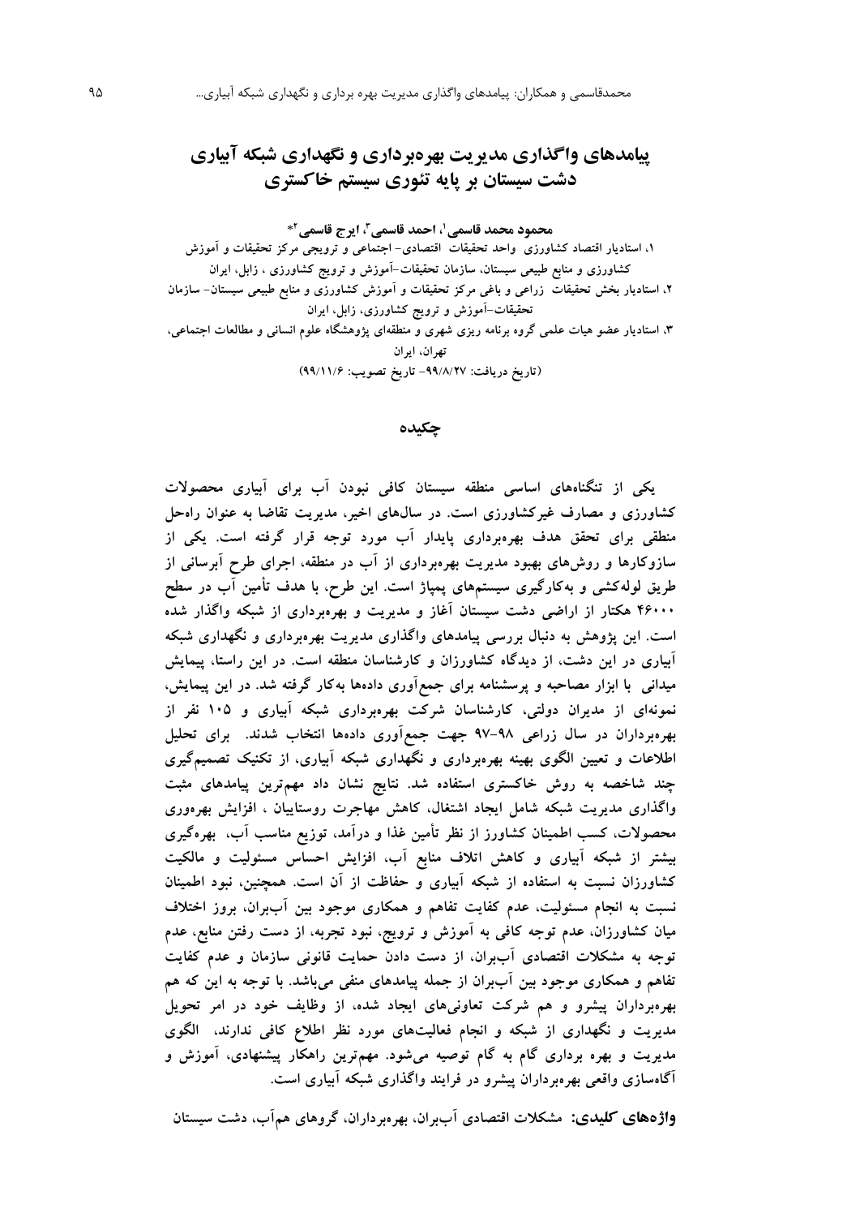# پیامدهای واگذاری مدیریت بهره‌برداری و نگهداری شبکه آبیاری دشت سیستان بر پایه تئوری سیستم خاکستری

**محمود محمد قاسمی[1]، احمد قاسمی[2]، ایرج قاسمی[3]***

۱، استادیار اقتصاد کشاورزی واحد تحقیقات اقتصادی- اجتماعی و ترویجی مرکز تحقیقات و آموزش کشاورزی و منابع طبیعی سیستان، سازمان تحقیقات-آموزش و ترویج کشاورزی ، زابل، ایران

۲، استادیار بخش تحقیقات زراعی و باغی مرکز تحقیقات و آموزش کشاورزی و منابع طبیعی سیستان- سازمان تحقیقات-آموزش و ترویج کشاورزی، زابل، ایران

۳، استادیار عضو هیات علمی گروه برنامه ریزی شهری و منطقه‌ای پژوهشگاه علوم انسانی و مطالعات اجتماعی، تهران، ایران

(تاریخ دریافت: ۹۹/۸/۲۷- تاریخ تصویب: ۹۹/۱۱/۶)

## چکیده

یکی از تنگناهای اساسی منطقه سیستان کافی نبودن آب برای آبیاری محصولات کشاورزی و مصارف غیرکشاورزی است. در سال‌های اخیر، مدیریت تقاضا به عنوان راه‌حل منطقی برای تحقق هدف بهره‌برداری پایدار آب مورد توجه قرار گرفته است. یکی از سازوکارها و روش‌های بهبود مدیریت بهره‌برداری از آب در منطقه، اجرای طرح آبرسانی از طریق لوله‌کشی و به‌کارگیری سیستم‌های پمپاژ است. این طرح، با هدف تأمین آب در سطح ۴۶۰۰۰ هکتار از اراضی دشت سیستان آغاز و مدیریت و بهره‌برداری از شبکه واگذار شده است. این پژوهش به دنبال بررسی پیامدهای واگذاری مدیریت بهره‌برداری و نگهداری شبکه آبیاری در این دشت، از دیدگاه کشاورزان و کارشناسان منطقه است. در این راستا، پیمایش میدانی با ابزار مصاحبه و پرسشنامه برای جمع‌آوری داده‌ها به‌کار گرفته شد. در این پیمایش، نمونه‌ای از مدیران دولتی، کارشناسان شرکت بهره‌برداری شبکه آبیاری و ۱۰۵ نفر از بهره‌برداران در سال زراعی ۹۸-۹۷ جهت جمع‌آوری داده‌ها انتخاب شدند. برای تحلیل اطلاعات و تعیین الگوی بهینه بهره‌برداری و نگهداری شبکه آبیاری، از تکنیک تصمیم‌گیری چند شاخصه به روش خاکستری استفاده شد. نتایج نشان داد مهم‌ترین پیامدهای مثبت واگذاری مدیریت شبکه شامل ایجاد اشتغال، کاهش مهاجرت روستاییان ، افزایش بهره‌وری محصولات، کسب اطمینان کشاورز از نظر تأمین غذا و درآمد، توزیع مناسب آب، بهره‌گیری بیشتر از شبکه آبیاری و کاهش اتلاف منابع آب، افزایش احساس مسئولیت و مالکیت کشاورزان نسبت به استفاده از شبکه آبیاری و حفاظت از آن است. همچنین، نبود اطمینان نسبت به انجام مسئولیت، عدم کفایت تفاهم و همکاری موجود بین آب‌بران، بروز اختلاف میان کشاورزان، عدم توجه کافی به آموزش و ترویج، نبود تجربه، از دست رفتن منابع، عدم توجه به مشکلات اقتصادی آب‌بران، از دست دادن حمایت قانونی سازمان و عدم کفایت تفاهم و همکاری موجود بین آب‌بران از جمله پیامدهای منفی می‌باشد. با توجه به این که هم بهره‌برداران پیشرو و هم شرکت تعاونی‌های ایجاد شده، از وظایف خود در امر تحویل مدیریت و نگهداری از شبکه و انجام فعالیت‌های مورد نظر اطلاع کافی ندارند، الگوی مدیریت و بهره برداری گام به گام توصیه می‌شود. مهم‌ترین راهکار پیشنهادی، آموزش و آگاه‌سازی واقعی بهره‌برداران پیشرو در فرایند واگذاری شبکه آبیاری است.

**واژه‌های کلیدی:** مشکلات اقتصادی آب‌بران، بهره‌برداران، گروه‌های هم‌آب، دشت سیستان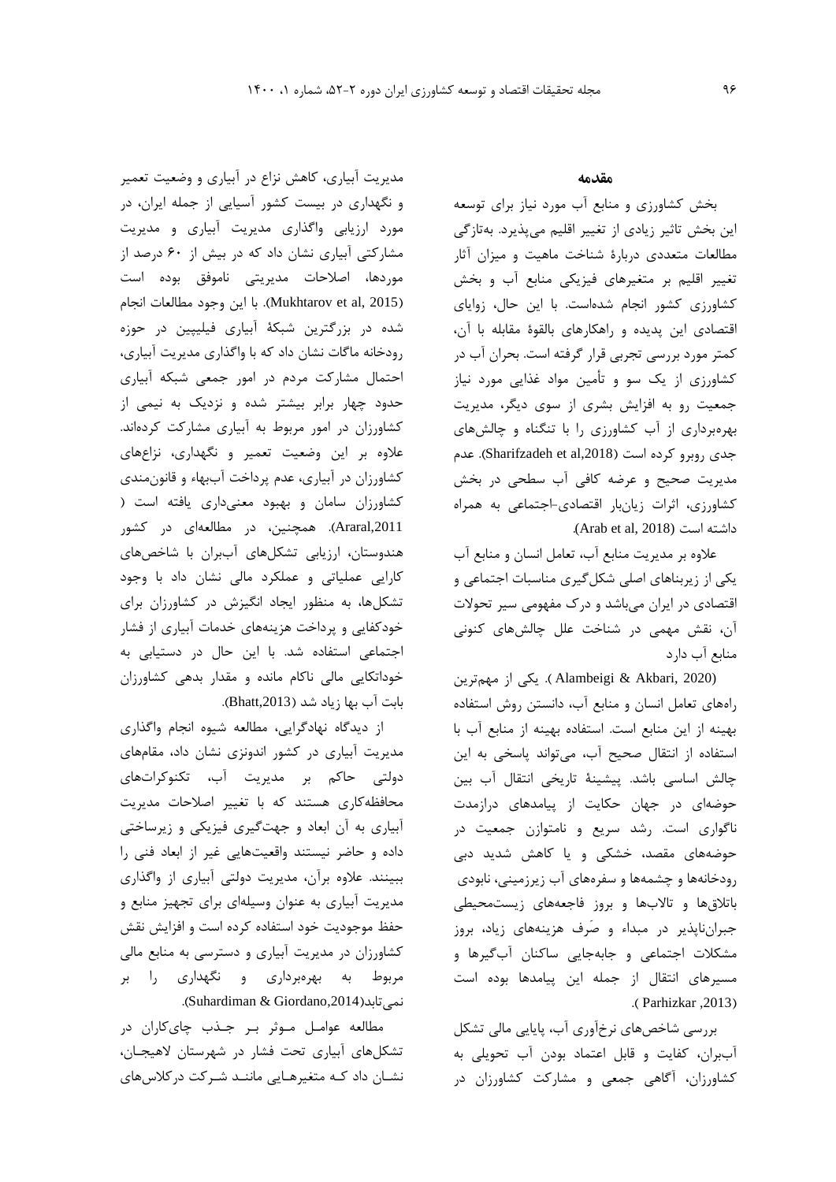## مقدمه

بخش کشاورزی و منابع آب مورد نیاز برای توسعه این بخش تاثیر زیادی از تغییر اقلیم می‌پذیرد. به‌تازگی مطالعات متعددی دربارهٔ شناخت ماهیت و میزان آثار تغییر اقلیم بر متغیرهای فیزیکی منابع آب و بخش کشاورزی کشور انجام شده‌است. با این حال، زوایای اقتصادی این پدیده و راهکارهای بالقوهٔ مقابله با آن، کمتر مورد بررسی تجربی قرار گرفته است. بحران آب در کشاورزی از یک سو و تأمین مواد غذایی مورد نیاز جمعیت رو به افزایش بشری از سوی دیگر، مدیریت بهره‌برداری از آب کشاورزی را با تنگناه و چالش‌های جدی روبرو کرده است (Sharifzadeh et al,2018). عدم مدیریت صحیح و عرضه کافی آب سطحی در بخش کشاورزی، اثرات زیان‌بار اقتصادی-اجتماعی به همراه داشته است (Arab et al, 2018).

علاوه بر مدیریت منابع آب، تعامل انسان و منابع آب یکی از زیربناهای اصلی شکل‌گیری مناسبات اجتماعی و اقتصادی در ایران می‌باشد و درک مفهومی سیر تحولات آن، نقش مهمی در شناخت علل چالش‌های کنونی منابع آب دارد

(Alambeigi & Akbari, 2020 ). یکی از مهم‌ترین راه‌های تعامل انسان و منابع آب، دانستن روش استفاده بهینه از این منابع است. استفاده بهینه از منابع آب با استفاده از انتقال صحیح آب، می‌تواند پاسخی به این چالش اساسی باشد. پیشینهٔ تاریخی انتقال آب بین حوضه‌ای در جهان حکایت از پیامدهای درازمدت ناگواری است. رشد سریع و نامتوازن جمعیت در حوضه‌های مقصد، خشکی و یا کاهش شدید دبی رودخانه‌ها و چشمه‌ها و سفره‌های آب زیرزمینی، نابودی باتلاق‌ها و تالاب‌ها و بروز فاجعه‌های زیست‌محیطی جبران‌ناپذیر در مبداء و صَرف هزینه‌های زیاد، بروز مشکلات اجتماعی و جابه‌جایی ساکنان آب‌گیرها و مسیرهای انتقال از جمله این پیامدها بوده است (Parhizkar ,2013 ).

بررسی شاخص‌های نرخ‌آوری آب، پایایی مالی تشکل آب‌بران، کفایت و قابل اعتماد بودن آب تحویلی به کشاورزان، آگاهی جمعی و مشارکت کشاورزان در مدیریت آبیاری، کاهش نزاع در آبیاری و وضعیت تعمیر و نگهداری در بیست کشور آسیایی از جمله ایران، در مورد ارزیابی واگذاری مدیریت آبیاری و مدیریت مشارکتی آبیاری نشان داد که در بیش از ۶۰ درصد از موردها، اصلاحات مدیریتی ناموفق بوده است (Mukhtarov et al, 2015). با این وجود مطالعات انجام شده در بزرگترین شبکهٔ آبیاری فیلیپین در حوزه رودخانه ماگات نشان داد که با واگذاری مدیریت آبیاری، احتمال مشارکت مردم در امور جمعی شبکه آبیاری حدود چهار برابر بیشتر شده و نزدیک به نیمی از کشاورزان در امور مربوط به آبیاری مشارکت کرده‌اند. علاوه بر این وضعیت تعمیر و نگهداری، نزاع‌های کشاورزان در آبیاری، عدم پرداخت آب‌بهاء و قانون‌مندی کشاورزان سامان و بهبود معنی‌داری یافته است ( Araral,2011). همچنین، در مطالعه‌ای در کشور هندوستان، ارزیابی تشکل‌های آب‌بران با شاخص‌های کارایی عملیاتی و عملکرد مالی نشان داد با وجود تشکل‌ها، به منظور ایجاد انگیزش در کشاورزان برای خودکفایی و پرداخت هزینه‌های خدمات آبیاری از فشار اجتماعی استفاده شد. با این حال در دستیابی به خوداتکایی مالی ناکام مانده و مقدار بدهی کشاورزان بابت آب بها زیاد شد (Bhatt,2013).

از دیدگاه نهادگرایی، مطالعه شیوه انجام واگذاری مدیریت آبیاری در کشور اندونزی نشان داد، مقام‌های دولتی حاکم بر مدیریت آب، تکنوکرات‌های محافظه‌کاری هستند که با تغییر اصلاحات مدیریت آبیاری به آن ابعاد و جهت‌گیری فیزیکی و زیرساختی داده و حاضر نیستند واقعیت‌هایی غیر از ابعاد فنی را ببینند. علاوه برآن، مدیریت دولتی آبیاری از واگذاری مدیریت آبیاری به عنوان وسیله‌ای برای تجهیز منابع و حفظ موجودیت خود استفاده کرده است و افزایش نقش کشاورزان در مدیریت آبیاری و دسترسی به منابع مالی مربوط به بهره‌برداری و نگهداری را بر نمی‌تابد(Suhardiman & Giordano,2014).

مطالعه عوامل موثر بر جذب چای‌کاران در تشکل‌های آبیاری تحت فشار در شهرستان لاهیجان، نشان داد که متغیرهایی مانند شرکت درکلاس‌های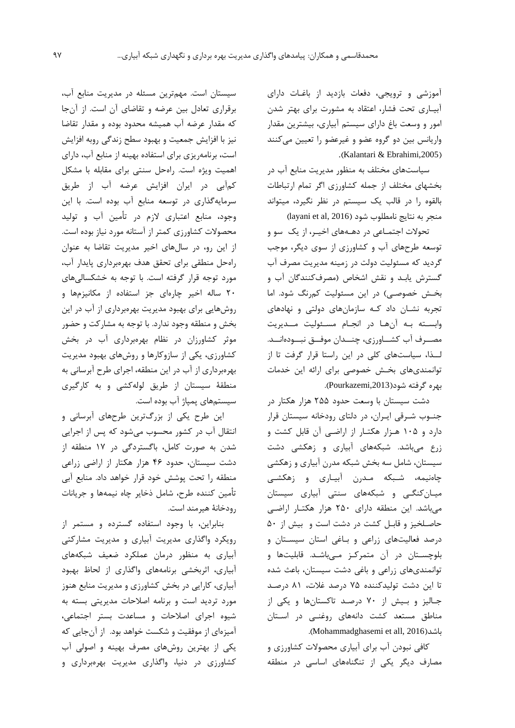آموزشی و ترویجی، دفعات بازدید از باغات دارای آبیاری تحت فشار، اعتقاد به مشورت برای بهتر شدن امور و وسعت باغ دارای سیستم آبیاری، بیشترین مقدار واریانس بین دو گروه عضو و غیرعضو را تعیین می‌کنند (Kalantari & Ebrahimi,2005).

سیاست‌های مختلف به منظور مدیریت منابع آب در بخشهای مختلف از جمله کشاورزی اگر تمام ارتباطات بالقوه را در قالب یک سیستم در نظر نگیرد، میتواند منجر به نتایج نامطلوب شود (layani et al, 2016)

تحولات اجتماعی در دهه‌های اخیر، از یک سو و توسعه طرح‌های آب و کشاورزی از سوی دیگر، موجب گردید که مسئولیت دولت در زمینه مدیریت مصرف آب گسترش یابد و نقش اشخاص (مصرف‌کنندگان آب و بخش خصوصی) در این مسئولیت کم‌رنگ شود. اما تجربه نشان داد که سازمان‌های دولتی و نهادهای وابسته به آن‌ها در انجام مسئولیت مدیریت مصرف آب کشاورزی، چندان موفق نبوده‌اند. لذا، سیاست‌های کلی در این راستا قرار گرفت تا از توانمندی‌های بخش خصوصی برای ارائه این خدمات بهره گرفته شود(Pourkazemi,2013).

دشت سیستان با وسعت حدود ۲۵۵ هزار هکتار در جنوب شرقی ایران، در دلتای رودخانه سیستان قرار دارد و ۱۰۵ هزار هکتار از اراضی آن قابل کشت و زرع می‌باشد. شبکه‌های آبیاری و زهکشی دشت سیستان، شامل سه بخش شبکه مدرن آبیاری و زهکشی چاه‌نیمه، شبکه مدرن آبیاری و زهکشی میانکنگی و شبکه‌های سنتی آبیاری سیستان می‌باشد. این منطقه دارای ۲۵۰ هزار هکتار اراضی حاصلخیز و قابل کشت در دشت است و بیش از ۵۰ درصد فعالیت‌های زراعی و باغی استان سیستان و بلوچستان در آن متمرکز می‌باشد. قابلیت‌ها و توانمندی‌های زراعی و باغی دشت سیستان، باعث شده تا این دشت تولیدکننده ۷۵ درصد غلات، ۸۱ درصد جالیز و بیش از ۷۰ درصد تاکستان‌ها و یکی از مناطق مستعد کشت دانه‌های روغنی در استان باشد(Mohammadghasemi et all, 2016).

کافی نبودن آب برای آبیاری محصولات کشاورزی و مصارف دیگر یکی از تنگناهای اساسی در منطقه سیستان است. مهم‌ترین مسئله در مدیریت منابع آب، برقراری تعادل بین عرضه و تقاضای آن است. از آن‌جا که مقدار عرضه آب همیشه محدود بوده و مقدار تقاضا نیز با افزایش جمعیت و بهبود سطح زندگی روبه افزایش است، برنامه‌ریزی برای استفاده بهینه از منابع آب، دارای اهمیت ویژه است. راه‌حل سنتی برای مقابله با مشکل کم‌آبی در ایران افزایش عرضه آب از طریق سرمایه‌گذاری در توسعه منابع آب بوده است. با این وجود، منابع اعتباری لازم در تأمین آب و تولید محصولات کشاورزی کمتر از آستانه مورد نیاز بوده است. از این رو، در سال‌های اخیر مدیریت تقاضا به عنوان راه‌حل منطقی برای تحقق هدف بهره‌برداری پایدار آب، مورد توجه قرار گرفته است. با توجه به خشکسالی‌های ۲۰ ساله اخیر چاره‌ای جز استفاده از مکانیزم‌ها و روش‌هایی برای بهبود مدیریت بهره‌برداری از آب در این بخش و منطقه وجود ندارد. با توجه به مشارکت و حضور موثر کشاورزان در نظام بهره‌برداری آب در بخش کشاورزی، یکی از سازوکارها و روش‌های بهبود مدیریت بهره‌برداری از آب در این منطقه، اجرای طرح آبرسانی به منطقهٔ سیستان از طریق لوله‌کشی و به کارگیری سیستم‌های پمپاژ آب بوده است.

این طرح یکی از بزرگ‌ترین طرح‌های آبرسانی و انتقال آب در کشور محسوب می‌شود که پس از اجرایی شدن به صورت کامل، باگستردگی در ۱۷ منطقه از دشت سیستان، حدود ۴۶ هزار هکتار از اراضی زراعی منطقه را تحت پوشش خود قرار خواهد داد. منابع آبی تأمین کننده طرح، شامل ذخایر چاه نیمه‌ها و جریانات رودخانهٔ هیرمند است.

بنابراین، با وجود استفاده گسترده و مستمر از رویکرد واگذاری مدیریت آبیاری و مدیریت مشارکتی آبیاری به منظور درمان عملکرد ضعیف شبکه‌های آبیاری، اثربخشی برنامه‌های واگذاری از لحاظ بهبود آبیاری، کارایی در بخش کشاورزی و مدیریت منابع هنوز مورد تردید است و برنامه اصلاحات مدیریتی بسته به شیوه اجرای اصلاحات و مساعدت بستر اجتماعی، آمیزه‌ای از موفقیت و شکست خواهد بود. از آن‌جایی که یکی از بهترین روش‌های مصرف بهینه و اصولی آب کشاورزی در دنیا، واگذاری مدیریت بهره‌برداری و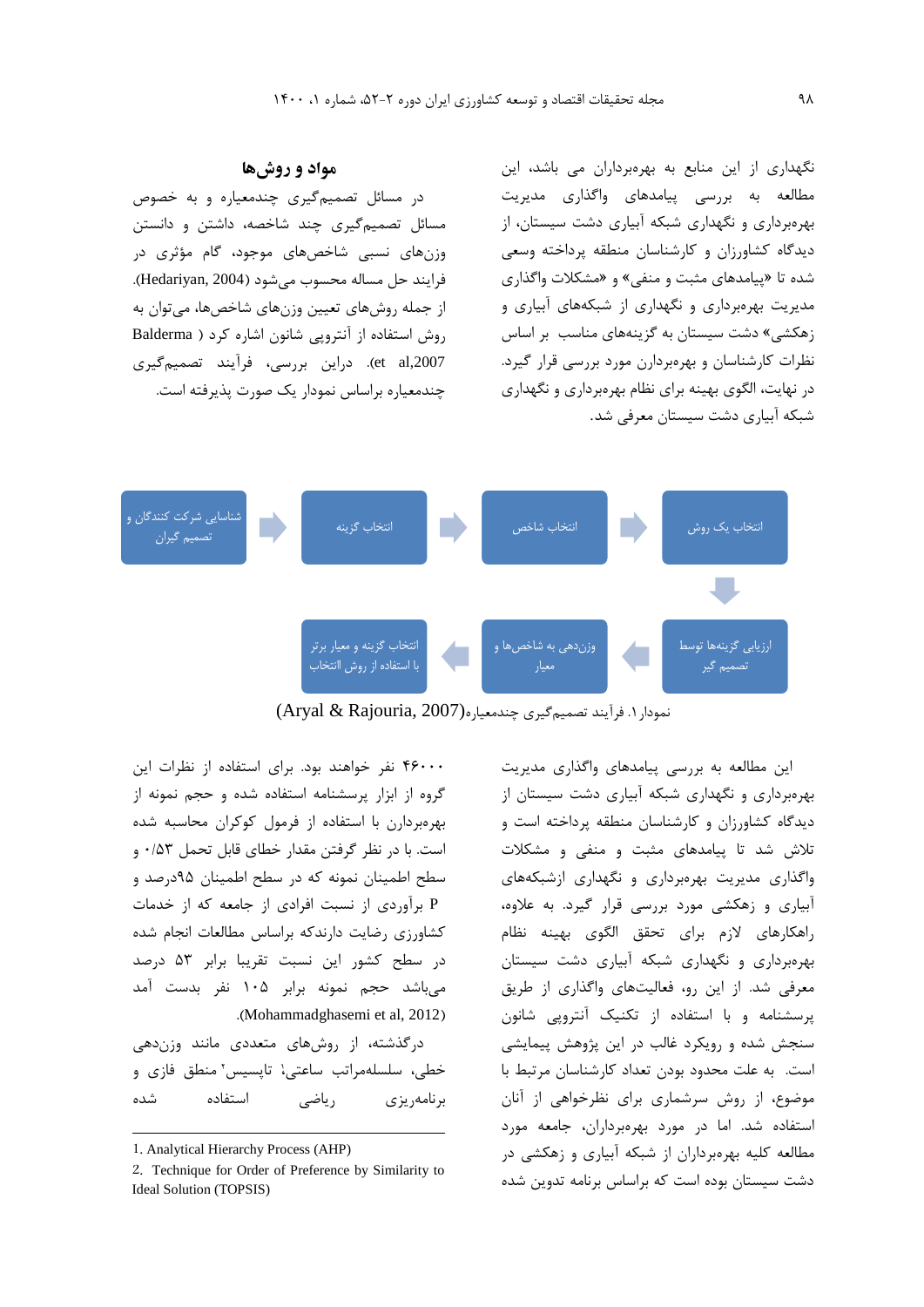نگهداری از این منابع به بهره‌برداران می باشد، این مطالعه به بررسی پیامدهای واگذاری مدیریت بهره‌برداری و نگهداری شبکه آبیاری دشت سیستان، از دیدگاه کشاورزان و کارشناسان منطقه پرداخته وسعی شده تا «پیامدهای مثبت و منفی» و «مشکلات واگذاری مدیریت بهره‌برداری و نگهداری از شبکه‌های آبیاری و زهکشی» دشت سیستان به گزینه‌های مناسب بر اساس نظرات کارشناسان و بهره‌برداران مورد بررسی قرار گیرد. در نهایت، الگوی بهینه برای نظام بهره‌برداری و نگهداری شبکه آبیاری دشت سیستان معرفی شد.

## مواد و روش‌ها

در مسائل تصمیم‌گیری چندمعیاره و به خصوص مسائل تصمیم‌گیری چند شاخصه، داشتن و دانستن وزن‌های نسبی شاخص‌های موجود، گام مؤثری در فرایند حل مساله محسوب می‌شود (Hedariyan, 2004). از جمله روش‌های تعیین وزن‌های شاخص‌ها، می‌توان به روش استفاده از آنتروپی شانون اشاره کرد (Balderma et al,2007). دراین بررسی، فرآیند تصمیم‌گیری چندمعیاره براساس نمودار یک صورت پذیرفته است.

انتخاب یک روش ← انتخاب شاخص ← انتخاب گزینه ← شناسایی شرکت کنندگان و تصمیم گیران

ارزیابی گزینه‌ها توسط تصمیم گیر ← وزن‌دهی به شاخص‌ها و معیار ← انتخاب گزینه و معیار برتر با استفاده از روش االنتخاب

نمودار ۱. فرآیند تصمیم‌گیری چندمعیاره(Aryal & Rajouria, 2007)

این مطالعه به بررسی پیامدهای واگذاری مدیریت بهره‌برداری و نگهداری شبکه آبیاری دشت سیستان از دیدگاه کشاورزان و کارشناسان منطقه پرداخته است و تلاش شد تا پیامدهای مثبت و منفی و مشکلات واگذاری مدیریت بهره‌برداری و نگهداری ازشبکه‌های آبیاری و زهکشی مورد بررسی قرار گیرد. به علاوه، راهکارهای لازم برای تحقق الگوی بهینه نظام بهره‌برداری و نگهداری شبکه آبیاری دشت سیستان معرفی شد. از این رو، فعالیت‌های واگذاری از طریق پرسشنامه و با استفاده از تکنیک آنتروپی شانون سنجش شده و رویکرد غالب در این پژوهش پیمایشی است. به علت محدود بودن تعداد کارشناسان مرتبط با موضوع، از روش سرشماری برای نظرخواهی از آنان استفاده شد. اما در مورد بهره‌برداران، جامعه مورد مطالعه کلیه بهره‌برداران از شبکه آبیاری و زهکشی در دشت سیستان بوده است که براساس برنامه تدوین شده ۴۶۰۰۰ نفر خواهند بود. برای استفاده از نظرات این گروه از ابزار پرسشنامه استفاده شده و حجم نمونه از بهره‌برداران با استفاده از فرمول کوکران محاسبه شده است. با در نظر گرفتن مقدار خطای قابل تحمل ۰/۵۳ و سطح اطمینان نمونه که در سطح اطمینان ۹۵درصد و P برآوردی از نسبت افرادی از جامعه که از خدمات کشاورزی رضایت دارندکه براساس مطالعات انجام شده در سطح کشور این نسبت تقریبا برابر ۵۳ درصد می‌باشد حجم نمونه برابر ۱۰۵ نفر بدست آمد (Mohammadghasemi et al, 2012).

درگذشته، از روش‌های متعددی مانند وزن‌دهی خطی، سلسله‌مراتب ساعتی[1]؛ تاپسیس[2] منطق فازی و برنامه‌ریزی ریاضی استفاده شده

1. Analytical Hierarchy Process (AHP)
2. Technique for Order of Preference by Similarity to Ideal Solution (TOPSIS)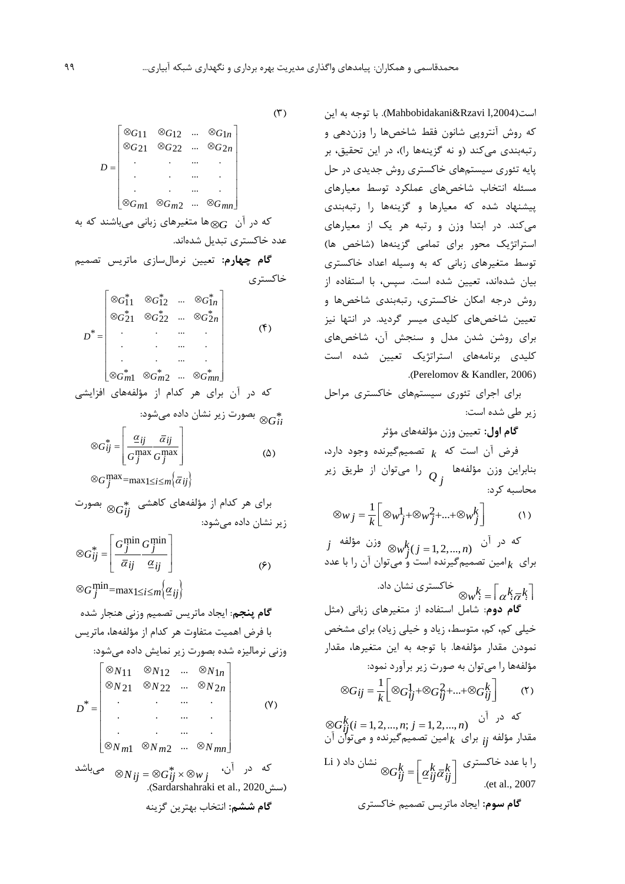است(Mahbobidakani&Rzavi l,2004). با توجه به این که روش آنتروپی شانون فقط شاخص‌ها را وزن‌دهی و رتبه‌بندی می‌کند (و نه گزینه‌ها را)، در این تحقیق، بر پایه تئوری سیستم‌های خاکستری روش جدیدی در حل مسئله انتخاب شاخص‌های عملکرد توسط معیارهای پیشنهاد شده که معیارها و گزینه‌ها را رتبه‌بندی می‌کنند. در ابتدا وزن و رتبه هر یک از معیارهای استراتژیک محور برای تمامی گزینه‌ها (شاخص ها) توسط متغیرهای زبانی که به وسیله اعداد خاکستری بیان شده‌اند، تعیین شده است. سپس، با استفاده از روش درجه امکان خاکستری، رتبه‌بندی شاخص‌ها و تعیین شاخص‌های کلیدی میسر گردید. در انتها نیز برای روشن شدن مدل و سنجش آن، شاخص‌های کلیدی برنامه‌های استراتژیک تعیین شده است (Perelomov & Kandler, 2006).

برای اجرای تئوری سیستم‌های خاکستری مراحل زیر طی شده است:

**گام اول:** تعیین وزن مؤلفه‌های مؤثر

فرض آن است که $k$ تصمیم‌گیرنده وجود دارد، بنابراین وزن مؤلفه‌ها $Q_j$ را می‌توان از طریق زیر محاسبه کرد:

$$\otimes w_j = \frac{1}{k}\left[\otimes w_j^1 + \otimes w_j^2 + ... + \otimes w_j^k\right] \quad (1)$$

که در آن $\otimes w_j^k (j=1,2,...,n)$ وزن مؤلفه $j$ برای $k$امین تصمیم‌گیرنده است و می‌توان آن را با عدد خاکستری نشان داد. $\otimes w_j^k = \left[\underline{\alpha}_j^k, \overline{\alpha}_j^k\right]$

**گام دوم**: شامل استفاده از متغیرهای زبانی (مثل خیلی کم، کم، متوسط، زیاد و خیلی زیاد) برای مشخص نمودن مقدار مؤلفه‌ها. با توجه به این متغیرها، مقدار مؤلفه‌ها را می‌توان به صورت زیر برآورد نمود:

$$\otimes G_{ij} = \frac{1}{k}\left[\otimes G_{ij}^1 + \otimes G_{ij}^2 + ... + \otimes G_{ij}^k\right] \quad (2)$$

که در آن $\otimes G_{ij}^k (i=1,2,...,n; j=1,2,...,n)$ مقدار مؤلفه $ij$ برای $k$امین تصمیم‌گیرنده و می‌توان آن را با عدد خاکستری $\otimes G_{ij}^k = \left[\underline{\alpha}_{ij}^k \overline{\alpha}_{ij}^k\right]$ نشان داد (Li et al., 2007).

**گام سوم:** ایجاد ماتریس تصمیم خاکستری

$$D = \begin{bmatrix} \otimes G_{11} & \otimes G_{12} & \dots & \otimes G_{1n} \\ \otimes G_{21} & \otimes G_{22} & \dots & \otimes G_{2n} \\ . & . & \dots & . \\ . & . & \dots & . \\ . & . & \dots & . \\ \otimes G_{m1} & \otimes G_{m2} & \dots & \otimes G_{mn} \end{bmatrix} \quad (3)$$

که در آن $\otimes G$ها متغیرهای زبانی می‌باشند که به عدد خاکستری تبدیل شده‌اند.

**گام چهارم:** تعیین نرمال‌سازی ماتریس تصمیم خاکستری

$$D^* = \begin{bmatrix} \otimes G_{11}^* & \otimes G_{12}^* & \dots & \otimes G_{1n}^* \\ \otimes G_{21}^* & \otimes G_{22}^* & \dots & \otimes G_{2n}^* \\ . & . & \dots & . \\ . & . & \dots & . \\ . & . & \dots & . \\ \otimes G_{m1}^* & \otimes G_{m2}^* & \dots & \otimes G_{mn}^* \end{bmatrix} \quad (4)$$

که در آن برای هر کدام از مؤلفه‌های افزایشی $\otimes G_{ii}^*$ بصورت زیر نشان داده می‌شود:

$$\otimes G_{ij}^* = \left[\frac{\underline{\alpha}_{ij}}{G_j^{\max}} \frac{\overline{\alpha}_{ij}}{G_j^{\max}}\right] \quad (5)$$

$$\otimes G_j^{\max} = \max_{1 \le i \le m}\left\{\overline{\alpha}_{ij}\right\}$$

برای هر کدام از مؤلفه‌های کاهشی $\otimes G_{ij}^*$ بصورت زیر نشان داده می‌شود:

$$\otimes G_{ij}^* = \left[\frac{G_j^{\min}}{\overline{\alpha}_{ij}} \frac{G_j^{\min}}{\underline{\alpha}_{ij}}\right] \quad (6)$$

$$\otimes G_j^{\min} = \max_{1 \le i \le m}\left\{\underline{\alpha}_{ij}\right\}$$

**گام پنجم**: ایجاد ماتریس تصمیم وزنی هنجار شده

با فرض اهمیت متفاوت هر کدام از مؤلفه‌ها، ماتریس وزنی نرمالیزه شده بصورت زیر نمایش داده می‌شود:

$$D^* = \begin{bmatrix} \otimes N_{11} & \otimes N_{12} & \dots & \otimes N_{1n} \\ \otimes N_{21} & \otimes N_{22} & \dots & \otimes N_{2n} \\ . & . & \dots & . \\ . & . & \dots & . \\ . & . & \dots & . \\ \otimes N_{m1} & \otimes N_{m2} & \dots & \otimes N_{mn} \end{bmatrix} \quad (7)$$

که در آن، $\otimes N_{ij} = \otimes G_{ij}^* \times \otimes w_j$ می‌باشد (سش Sardarshahraki et al., 2020).

**گام ششم:** انتخاب بهترین گزینه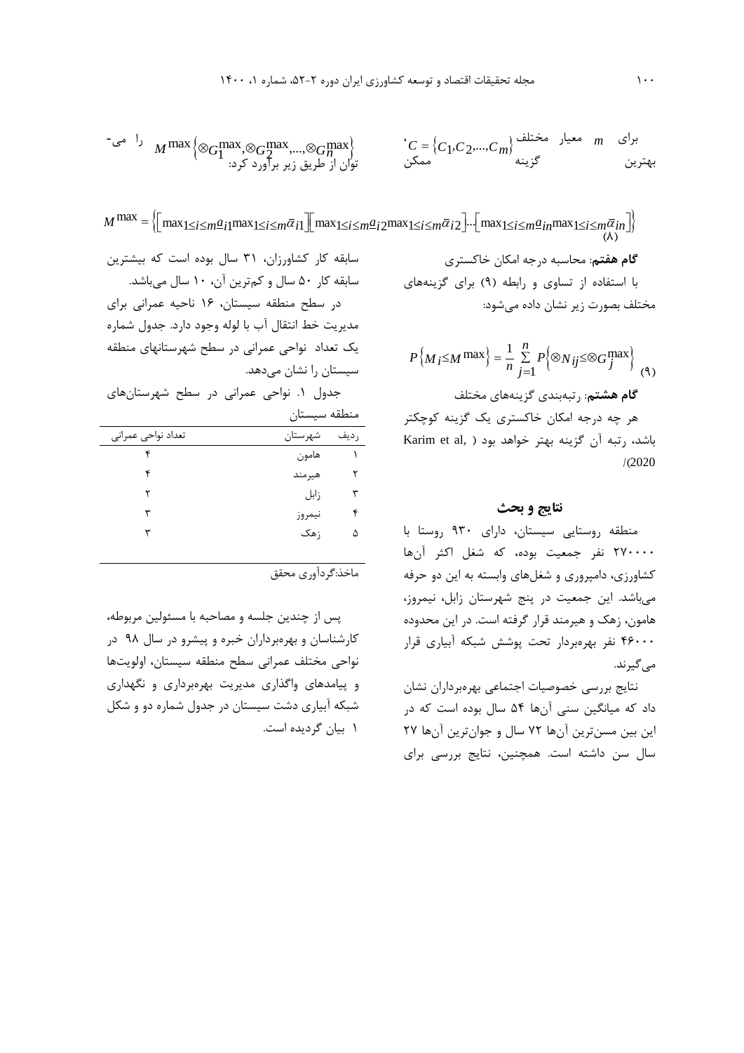برای $m$ معیار مختلف $C = \{C_1, C_2, ..., C_m\}$، بهترین گزینه ممکن $M^{\max}\{\otimes G_1^{\max}, \otimes G_2^{\max}, ..., \otimes G_n^{\max}\}$ را می‌توان از طریق زیر برآورد کرد:

$$M^{\max} = \left\{\left[\max_{1\le i\le m}\underline{a}_{i1}\max_{1\le i\le m}\overline{a}_{i1}\right]\left[\max_{1\le i\le m}\underline{a}_{i2}\max_{1\le i\le m}\overline{a}_{i2}\right]...\left[\max_{1\le i\le m}\underline{a}_{in}\max_{1\le i\le m}\overline{a}_{in}\right]\right\} \quad (8)$$

**گام هفتم**: محاسبه درجه امکان خاکستری

با استفاده از تساوی و رابطه (۹) برای گزینه‌های مختلف بصورت زیر نشان داده می‌شود:

$$P\{M_i \le M^{\max}\} = \frac{1}{n}\sum_{j=1}^{n} P\{\otimes N_{ij} \le \otimes G_j^{\max}\} \quad (9)$$

**گام هشتم**: رتبه‌بندی گزینه‌های مختلف

هر چه درجه امکان خاکستری یک گزینه کوچکتر باشد، رتبه آن گزینه بهتر خواهد بود (Karim et al, 2020).

## نتایج و بحث

منطقه روستایی سیستان، دارای ۹۳۰ روستا با ۲۷۰۰۰۰ نفر جمعیت بوده، که شغل اکثر آن‌ها کشاورزی، دامپروری و شغل‌های وابسته به این دو حرفه می‌باشد. این جمعیت در پنج شهرستان زابل، نیمروز، هامون، زهک و هیرمند قرار گرفته است. در این محدوده ۴۶۰۰۰ نفر بهره‌بردار تحت پوشش شبکه آبیاری قرار می‌گیرند.

نتایج بررسی خصوصیات اجتماعی بهره‌برداران نشان داد که میانگین سنی آن‌ها ۵۴ سال بوده است که در این بین مسن‌ترین آن‌ها ۷۲ سال و جوان‌ترین آن‌ها ۲۷ سال سن داشته است. همچنین، نتایج بررسی برای سابقه کار کشاورزان، ۳۱ سال بوده است که بیشترین سابقه کار ۵۰ سال و کم‌ترین آن، ۱۰ سال می‌باشد.

در سطح منطقه سیستان، ۱۶ ناحیه عمرانی برای مدیریت خط انتقال آب با لوله وجود دارد. جدول شماره یک تعداد نواحی عمرانی در سطح شهرستانهای منطقه سیستان را نشان می‌دهد.

جدول ۱. نواحی عمرانی در سطح شهرستان‌های منطقه سیستان

| ردیف | شهرستان | تعداد نواحی عمرانی |
|---|---|---|
| ۱ | هامون | ۴ |
| ۲ | هیرمند | ۴ |
| ۳ | زابل | ۲ |
| ۴ | نیمروز | ۳ |
| ۵ | زهک | ۳ |

ماخذ:گردآوری محقق

پس از چندین جلسه و مصاحبه با مسئولین مربوطه، کارشناسان و بهره‌برداران خبره و پیشرو در سال ۹۸ در نواحی مختلف عمرانی سطح منطقه سیستان، اولویت‌ها و پیامدهای واگذاری مدیریت بهره‌برداری و نگهداری شبکه آبیاری دشت سیستان در جدول شماره دو و شکل ۱ بیان گردیده است.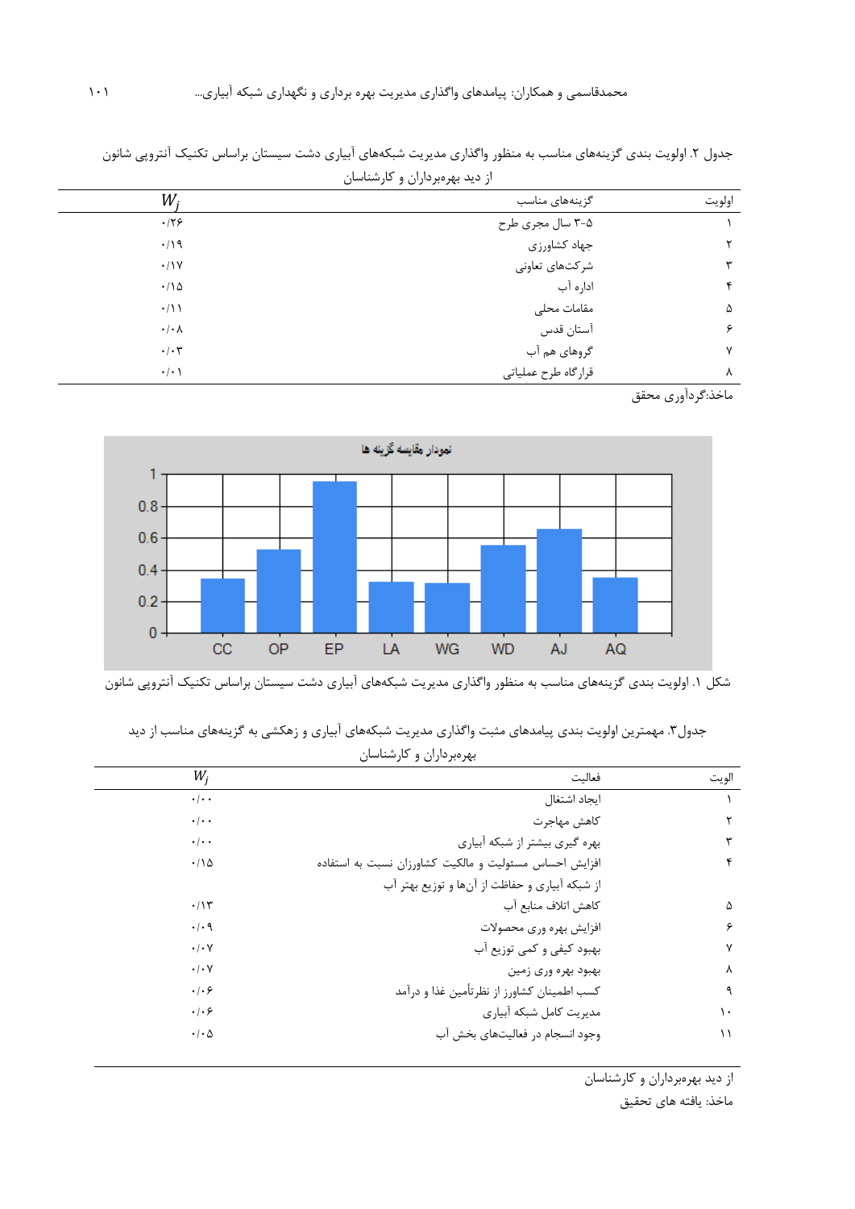جدول ۲. اولویت بندی گزینه‌های مناسب به منظور واگذاری مدیریت شبکه‌های آبیاری دشت سیستان براساس تکنیک آنتروپی شانون از دید بهره‌برداران و کارشناسان

| اولویت | گزینه‌های مناسب | $W_j$ |
|---|---|---|
| ۱ | ۵-۳ سال مجری طرح | ۰/۲۶ |
| ۲ | جهاد کشاورزی | ۰/۱۹ |
| ۳ | شرکت‌های تعاونی | ۰/۱۷ |
| ۴ | اداره آب | ۰/۱۵ |
| ۵ | مقامات محلی | ۰/۱۱ |
| ۶ | آستان قدس | ۰/۰۸ |
| ۷ | گروهای هم آب | ۰/۰۳ |
| ۸ | قرارگاه طرح عملیاتی | ۰/۰۱ |

ماخذ:گردآوری محقق

شکل ۱. اولویت بندی گزینه‌های مناسب به منظور واگذاری مدیریت شبکه‌های آبیاری دشت سیستان براساس تکنیک آنتروپی شانون

جدول۳. مهمترین اولویت بندی پیامدهای مثبت واگذاری مدیریت شبکه‌های آبیاری و زهکشی به گزینه‌های مناسب از دید بهره‌برداران و کارشناسان

| الویت | فعالیت | $W_j$ |
|---|---|---|
| ۱ | ایجاد اشتغال | ۰/۰۰ |
| ۲ | کاهش مهاجرت | ۰/۰۰ |
| ۳ | بهره گیری بیشتر از شبکه آبیاری | ۰/۰۰ |
| ۴ | افزایش احساس مسئولیت و مالکیت کشاورزان نسبت به استفاده از شبکه آبیاری و حفاظت از آن‌ها و توزیع بهتر آب | ۰/۱۵ |
| ۵ | کاهش اتلاف منابع آب | ۰/۱۳ |
| ۶ | افزایش بهره وری محصولات | ۰/۰۹ |
| ۷ | بهبود کیفی و کمی توزیع آب | ۰/۰۷ |
| ۸ | بهبود بهره وری زمین | ۰/۰۷ |
| ۹ | کسب اطمینان کشاورز از نظرتأمین غذا و درآمد | ۰/۰۶ |
| ۱۰ | مدیریت کامل شبکه آبیاری | ۰/۰۶ |
| ۱۱ | وجود انسجام در فعالیت‌های بخش آب | ۰/۰۵ |

از دید بهره‌برداران و کارشناسان

ماخذ: یافته های تحقیق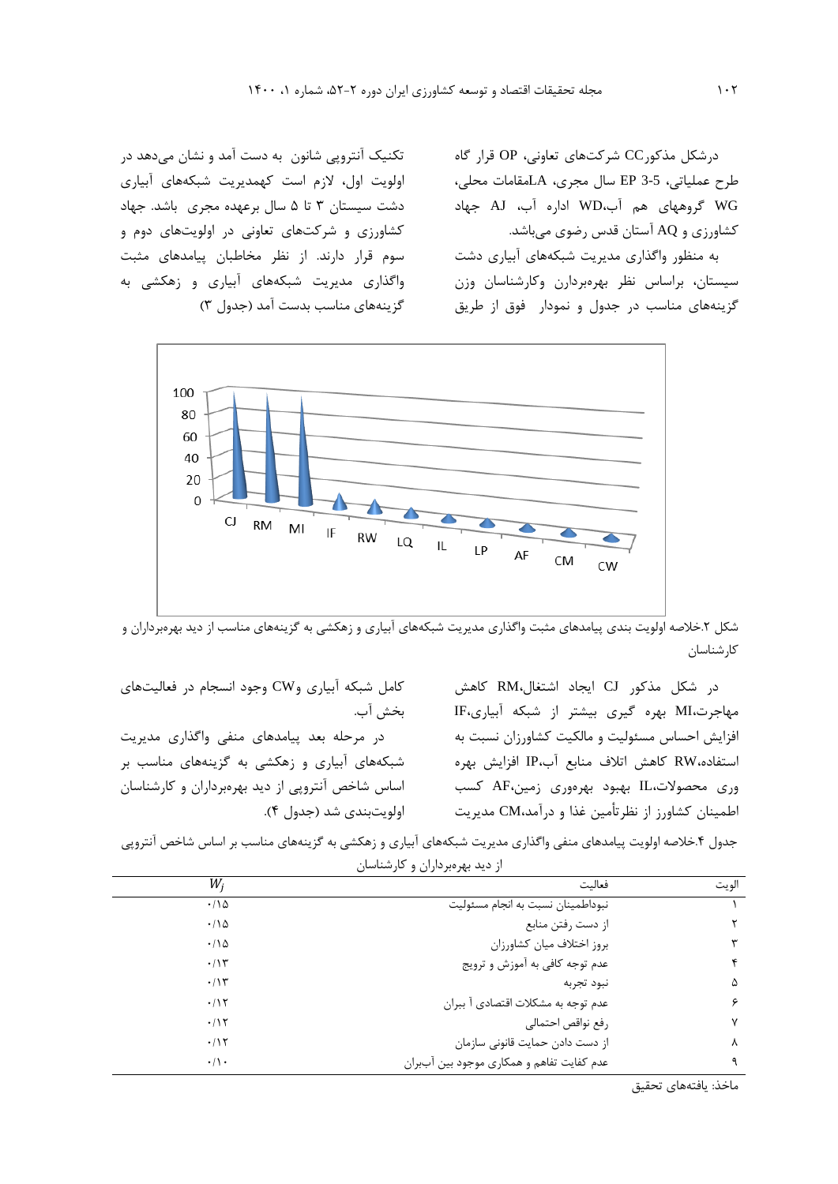درشکل مذکورCC شرکت‌های تعاونی، OP قرار گاه طرح عملیاتی، EP 3-5 سال مجری، LAمقامات محلی، WG گروههای هم آب،WD اداره آب، AJ جهاد کشاورزی و AQ آستان قدس رضوی می‌باشد.

به منظور واگذاری مدیریت شبکه‌های آبیاری دشت سیستان، براساس نظر بهره‌بردارن وکارشناسان وزن گزینه‌های مناسب در جدول و نمودار فوق از طریق تکنیک آنتروپی شانون به دست آمد و نشان می‌دهد در اولویت اول، لازم است کهمدیریت شبکه‌های آبیاری دشت سیستان ۳ تا ۵ سال برعهده مجری باشد. جهاد کشاورزی و شرکت‌های تعاونی در اولویت‌های دوم و سوم قرار دارند. از نظر مخاطبان پیامدهای مثبت واگذاری مدیریت شبکه‌های آبیاری و زهکشی به گزینه‌های مناسب بدست آمد (جدول ۳)

شکل ۲.خلاصه اولویت بندی پیامدهای مثبت واگذاری مدیریت شبکه‌های آبیاری و زهکشی به گزینه‌های مناسب از دید بهره‌برداران و کارشناسان

در شکل مذکور CJ ایجاد اشتغال،RM کاهش مهاجرت،MI بهره گیری بیشتر از شبکه آبیاری،IF افزایش احساس مسئولیت و مالکیت کشاورزان نسبت به استفاده،RW کاهش اتلاف منابع آب،IP افزایش بهره وری محصولات،IL بهبود بهره‌وری زمین،AF کسب اطمینان کشاورز از نظرتأمین غذا و درآمد،CM مدیریت کامل شبکه آبیاری وCW وجود انسجام در فعالیت‌های بخش آب.

در مرحله بعد پیامدهای منفی واگذاری مدیریت شبکه‌های آبیاری و زهکشی به گزینه‌های مناسب بر اساس شاخص آنتروپی از دید بهره‌برداران و کارشناسان اولویت‌بندی شد (جدول ۴).

جدول ۴.خلاصه اولویت پیامدهای منفی واگذاری مدیریت شبکه‌های آبیاری و زهکشی به گزینه‌های مناسب بر اساس شاخص آنتروپی از دید بهره‌برداران و کارشناسان

| الویت | فعالیت | $W_j$ |
|---|---|---|
| ۱ | نبوداطمینان نسبت به انجام مسئولیت | ۰/۱۵ |
| ۲ | از دست رفتن منابع | ۰/۱۵ |
| ۳ | بروز اختلاف میان کشاورزان | ۰/۱۵ |
| ۴ | عدم توجه کافی به آموزش و ترویج | ۰/۱۳ |
| ۵ | نبود تجربه | ۰/۱۳ |
| ۶ | عدم توجه به مشکلات اقتصادی آ ببران | ۰/۱۲ |
| ۷ | رفع نواقص احتمالی | ۰/۱۲ |
| ۸ | از دست دادن حمایت قانونی سازمان | ۰/۱۲ |
| ۹ | عدم کفایت تفاهم و همکاری موجود بین آب‌بران | ۰/۱۰ |

ماخذ: یافته‌های تحقیق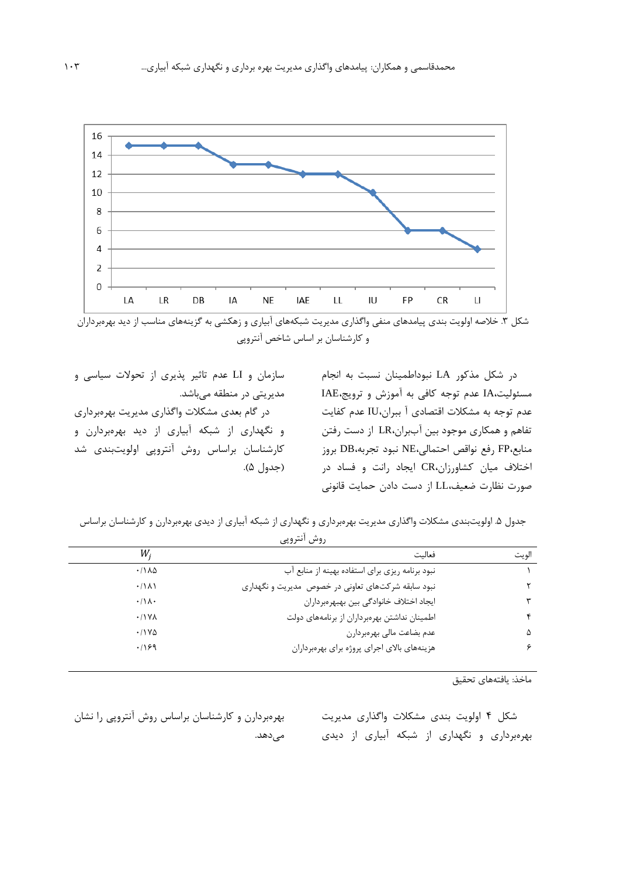شکل ۳. خلاصه اولویت بندی پیامدهای منفی واگذاری مدیریت شبکه‌های آبیاری و زهکشی به گزینه‌های مناسب از دید بهره‌برداران و کارشناسان بر اساس شاخص آنتروپی

در شکل مذکور LA نبوداطمینان نسبت به انجام مسئولیت،IA عدم توجه کافی به آموزش و ترویج،IAE عدم توجه به مشکلات اقتصادی آ ببران،IU عدم کفایت تفاهم و همکاری موجود بین آب‌بران،LR از دست رفتن منابع،FP رفع نواقص احتمالی،NE نبود تجربه،DB بروز اختلاف میان کشاورزان،CR ایجاد رانت و فساد در صورت نظارت ضعیف،LL از دست دادن حمایت قانونی سازمان و LI عدم تاثیر پذیری از تحولات سیاسی و مدیریتی در منطقه می‌باشد.

در گام بعدی مشکلات واگذاری مدیریت بهره‌برداری و نگهداری از شبکه آبیاری از دید بهره‌بردارن و کارشناسان براساس روش آنتروپی اولویت‌بندی شد (جدول ۵).

جدول ۵. اولویت‌بندی مشکلات واگذاری مدیریت بهره‌برداری و نگهداری از شبکه آبیاری از دیدی بهره‌بردارن و کارشناسان براساس روش آنتروپی

| الویت | فعالیت | $W_j$ |
|---|---|---|
| ۱ | نبود برنامه ریزی برای استفاده بهینه از منابع آب | ۰/۱۸۵ |
| ۲ | نبود سابقه شرکت‌های تعاونی در خصوص مدیریت و نگهداری | ۰/۱۸۱ |
| ۳ | ایجاد اختلاف خانوادگی بین بهبهره‌برداران | ۰/۱۸۰ |
| ۴ | اطمینان نداشتن بهره‌برداران از برنامه‌های دولت | ۰/۱۷۸ |
| ۵ | عدم بضاعت مالی بهره‌بردارن | ۰/۱۷۵ |
| ۶ | هزینه‌های بالای اجرای پروژه برای بهره‌برداران | ۰/۱۶۹ |

ماخذ: یافته‌های تحقیق

شکل ۴ اولویت بندی مشکلات واگذاری مدیریت بهره‌برداری و نگهداری از شبکه آبیاری از دیدی بهره‌بردارن و کارشناسان براساس روش آنتروپی را نشان می‌دهد.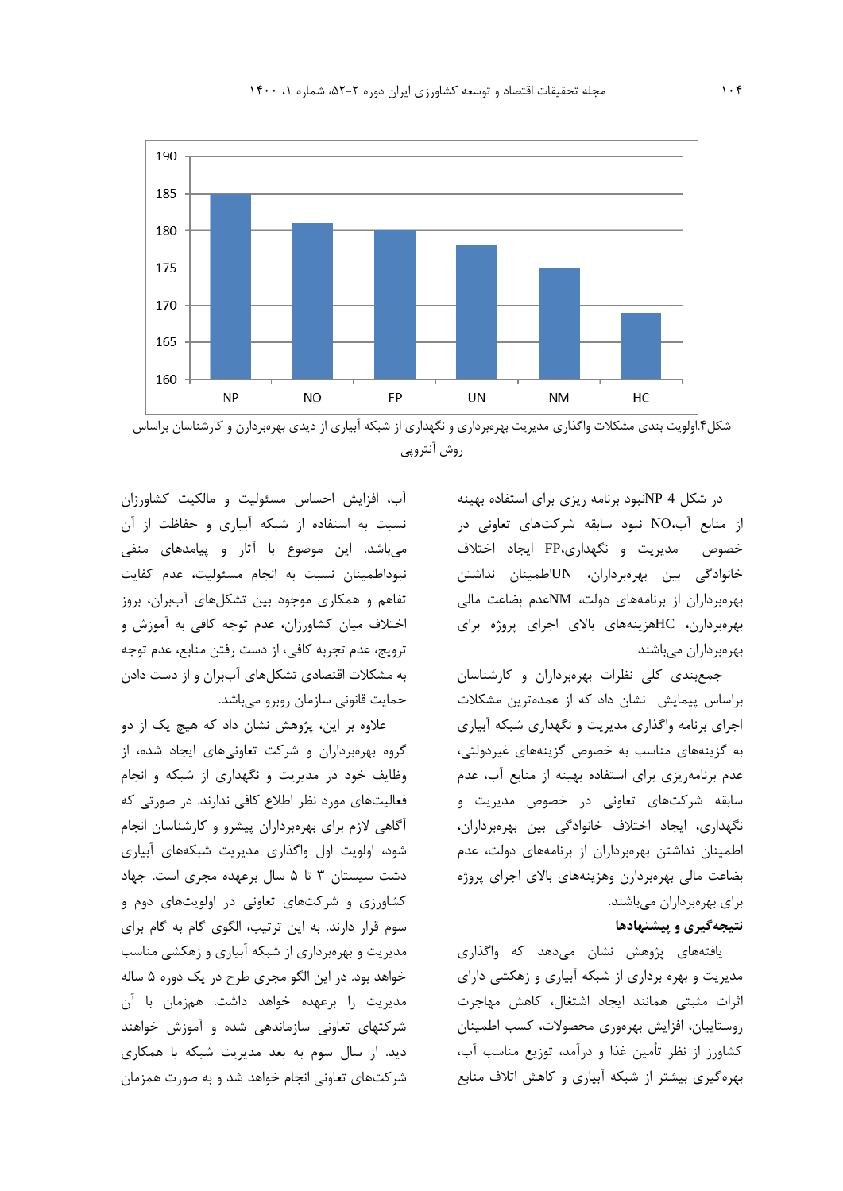شکل۴.اولویت بندی مشکلات واگذاری مدیریت بهره‌برداری و نگهداری از شبکه آبیاری از دیدی بهره‌بردارن و کارشناسان براساس روش آنتروپی

در شکل 4 NPنبود برنامه ریزی برای استفاده بهینه از منابع آب،NO نبود سابقه شرکت‌های تعاونی در خصوص مدیریت و نگهداری،FP ایجاد اختلاف خانوادگی بین بهره‌برداران، UNاطمینان نداشتن بهره‌برداران از برنامه‌های دولت، NMعدم بضاعت مالی بهره‌بردارن، HCهزینه‌های بالای اجرای پروژه برای بهره‌برداران می‌باشند

جمع‌بندی کلی نظرات بهره‌برداران و کارشناسان براساس پیمایش نشان داد که از عمده‌ترین مشکلات اجرای برنامه واگذاری مدیریت و نگهداری شبکه آبیاری به گزینه‌های مناسب به خصوص گزینه‌های غیردولتی، عدم برنامه‌ریزی برای استفاده بهینه از منابع آب، عدم سابقه شرکت‌های تعاونی در خصوص مدیریت و نگهداری، ایجاد اختلاف خانوادگی بین بهره‌برداران، اطمینان نداشتن بهره‌برداران از برنامه‌های دولت، عدم بضاعت مالی بهره‌بردارن وهزینه‌های بالای اجرای پروژه برای بهره‌برداران می‌باشند.

### نتیجه‌گیری و پیشنهادها

یافته‌های پژوهش نشان می‌دهد که واگذاری مدیریت و بهره برداری از شبکه آبیاری و زهکشی دارای اثرات مثبتی همانند ایجاد اشتغال، کاهش مهاجرت روستاییان، افزایش بهره‌وری محصولات، کسب اطمینان کشاورز از نظر تأمین غذا و درآمد، توزیع مناسب آب، بهره‌گیری بیشتر از شبکه آبیاری و کاهش اتلاف منابع آب، افزایش احساس مسئولیت و مالکیت کشاورزان نسبت به استفاده از شبکه آبیاری و حفاظت از آن می‌باشد. این موضوع با آثار و پیامدهای منفی نبوداطمینان نسبت به انجام مسئولیت، عدم کفایت تفاهم و همکاری موجود بین تشکل‌های آببران، بروز اختلاف میان کشاورزان، عدم توجه کافی به آموزش و ترویج، عدم تجربه کافی، از دست رفتن منابع، عدم توجه به مشکلات اقتصادی تشکل‌های آببران و از دست دادن حمایت قانونی سازمان روبرو می‌باشد.

علاوه بر این، پژوهش نشان داد که هیچ یک از دو گروه بهره‌برداران و شرکت تعاونی‌های ایجاد شده، از وظایف خود در مدیریت و نگهداری از شبکه و انجام فعالیت‌های مورد نظر اطلاع کافی ندارند. در صورتی که آگاهی لازم برای بهره‌برداران پیشرو و کارشناسان انجام شود، اولویت اول واگذاری مدیریت شبکه‌های آبیاری دشت سیستان ۳ تا ۵ سال برعهده مجری است. جهاد کشاورزی و شرکت‌های تعاونی در اولویت‌های دوم و سوم قرار دارند. به این ترتیب، الگوی گام به گام برای مدیریت و بهره‌برداری از شبکه آبیاری و زهکشی مناسب خواهد بود. در این الگو مجری طرح در یک دوره ۵ ساله مدیریت را برعهده خواهد داشت. همزمان با آن شرکتهای تعاونی سازماندهی شده و آموزش خواهند دید. از سال سوم به بعد مدیریت شبکه با همکاری شرکت‌های تعاونی انجام خواهد شد و به صورت همزمان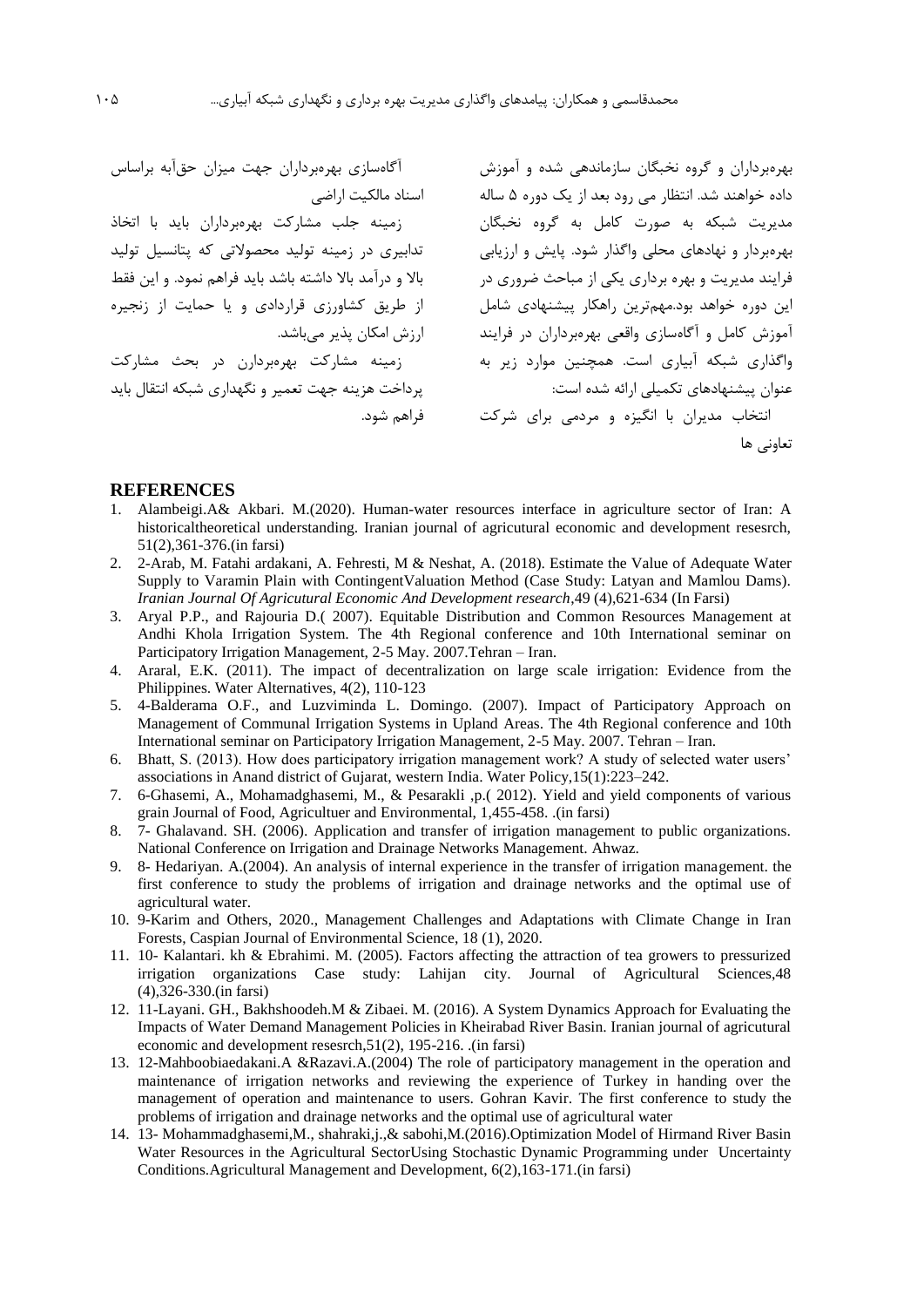بهره‌برداران و گروه نخبگان سازماندهی شده و آموزش داده خواهند شد. انتظار می رود بعد از یک دوره ۵ ساله مدیریت شبکه به صورت کامل به گروه نخبگان بهره‌بردار و نهادهای محلی واگذار شود. پایش و ارزیابی فرایند مدیریت و بهره برداری یکی از مباحث ضروری در این دوره خواهد بود.مهم‌ترین راهکار پیشنهادی شامل آموزش کامل و آگاه‌سازی واقعی بهره‌برداران در فرایند واگذاری شبکه آبیاری است. همچنین موارد زیر به عنوان پیشنهادهای تکمیلی ارائه شده است:

انتخاب مدیران با انگیزه و مردمی برای شرکت تعاونی ها

آگاه‌سازی بهره‌برداران جهت میزان حق‌آبه براساس اسناد مالکیت اراضی

زمینه جلب مشارکت بهره‌برداران باید با اتخاذ تدابیری در زمینه تولید محصولاتی که پتانسیل تولید بالا و درآمد بالا داشته باشد باید فراهم نمود. و این فقط از طریق کشاورزی قراردادی و یا حمایت از زنجیره ارزش امکان پذیر می‌باشد.

زمینه مشارکت بهره‌بردارن در بحث مشارکت پرداخت هزینه جهت تعمیر و نگهداری شبکه انتقال باید فراهم شود.

## REFERENCES

1. Alambeigi.A& Akbari. M.(2020). Human-water resources interface in agriculture sector of Iran: A historicaltheoretical understanding. Iranian journal of agricultural economic and development resesrch, 51(2),361-376.(in farsi)
2. 2-Arab, M. Fatahi ardakani, A. Fehresti, M & Neshat, A. (2018). Estimate the Value of Adequate Water Supply to Varamin Plain with ContingentValuation Method (Case Study: Latyan and Mamlou Dams). *Iranian Journal Of Agricutural Economic And Development research*,49 (4),621-634 (In Farsi)
3. Aryal P.P., and Rajouria D.( 2007). Equitable Distribution and Common Resources Management at Andhi Khola Irrigation System. The 4th Regional conference and 10th International seminar on Participatory Irrigation Management, 2-5 May. 2007.Tehran – Iran.
4. Araral, E.K. (2011). The impact of decentralization on large scale irrigation: Evidence from the Philippines. Water Alternatives, 4(2), 110-123
5. 4-Balderama O.F., and Luzviminda L. Domingo. (2007). Impact of Participatory Approach on Management of Communal Irrigation Systems in Upland Areas. The 4th Regional conference and 10th International seminar on Participatory Irrigation Management, 2-5 May. 2007. Tehran – Iran.
6. Bhatt, S. (2013). How does participatory irrigation management work? A study of selected water users' associations in Anand district of Gujarat, western India. Water Policy,15(1):223–242.
7. 6-Ghasemi, A., Mohamadghasemi, M., & Pesarakli ,p.( 2012). Yield and yield components of various grain Journal of Food, Agricultuer and Environmental, 1,455-458. .(in farsi)
8. 7- Ghalavand. SH. (2006). Application and transfer of irrigation management to public organizations. National Conference on Irrigation and Drainage Networks Management. Ahwaz.
9. 8- Hedariyan. A.(2004). An analysis of internal experience in the transfer of irrigation management. the first conference to study the problems of irrigation and drainage networks and the optimal use of agricultural water.
10. 9-Karim and Others, 2020., Management Challenges and Adaptations with Climate Change in Iran Forests, Caspian Journal of Environmental Science, 18 (1), 2020.
11. 10- Kalantari. kh & Ebrahimi. M. (2005). Factors affecting the attraction of tea growers to pressurized irrigation organizations Case study: Lahijan city. Journal of Agricultural Sciences,48 (4),326-330.(in farsi)
12. 11-Layani. GH., Bakhshoodeh.M & Zibaei. M. (2016). A System Dynamics Approach for Evaluating the Impacts of Water Demand Management Policies in Kheirabad River Basin. Iranian journal of agricultural economic and development resesrch,51(2), 195-216. .(in farsi)
13. 12-Mahboobiaedakani.A &Razavi.A.(2004) The role of participatory management in the operation and maintenance of irrigation networks and reviewing the experience of Turkey in handing over the management of operation and maintenance to users. Gohran Kavir. The first conference to study the problems of irrigation and drainage networks and the optimal use of agricultural water
14. 13- Mohammadghasemi,M., shahraki,j.,& sabohi,M.(2016).Optimization Model of Hirmand River Basin Water Resources in the Agricultural SectorUsing Stochastic Dynamic Programming under Uncertainty Conditions.Agricultural Management and Development, 6(2),163-171.(in farsi)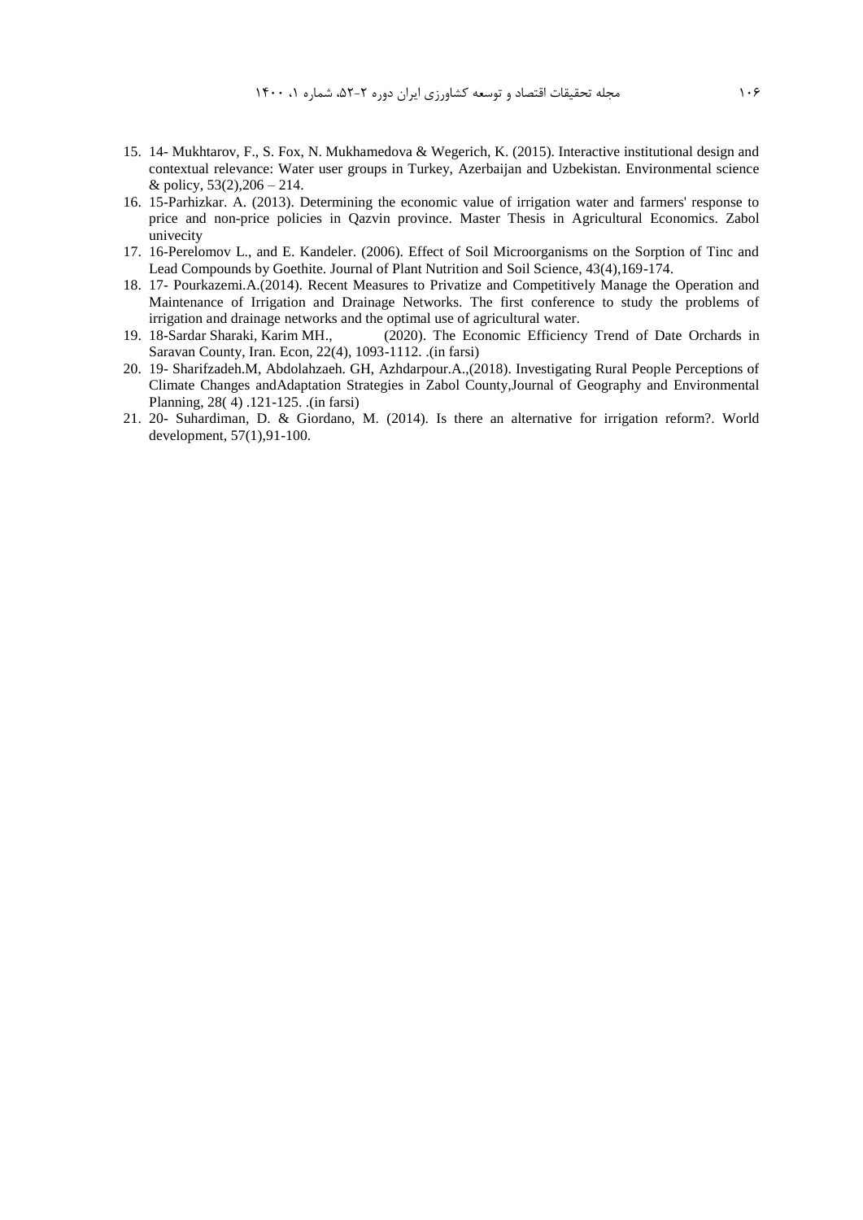15. 14- Mukhtarov, F., S. Fox, N. Mukhamedova & Wegerich, K. (2015). Interactive institutional design and contextual relevance: Water user groups in Turkey, Azerbaijan and Uzbekistan. Environmental science & policy, 53(2),206 – 214.
16. 15-Parhizkar. A. (2013). Determining the economic value of irrigation water and farmers' response to price and non-price policies in Qazvin province. Master Thesis in Agricultural Economics. Zabol univecity
17. 16-Perelomov L., and E. Kandeler. (2006). Effect of Soil Microorganisms on the Sorption of Tinc and Lead Compounds by Goethite. Journal of Plant Nutrition and Soil Science, 43(4),169-174.
18. 17- Pourkazemi.A.(2014). Recent Measures to Privatize and Competitively Manage the Operation and Maintenance of Irrigation and Drainage Networks. The first conference to study the problems of irrigation and drainage networks and the optimal use of agricultural water.
19. 18-Sardar Sharaki, Karim MH., (2020). The Economic Efficiency Trend of Date Orchards in Saravan County, Iran. Econ, 22(4), 1093-1112. .(in farsi)
20. 19- Sharifzadeh.M, Abdolahzaeh. GH, Azhdarpour.A.,(2018). Investigating Rural People Perceptions of Climate Changes andAdaptation Strategies in Zabol County,Journal of Geography and Environmental Planning, 28( 4) .121-125. .(in farsi)
21. 20- Suhardiman, D. & Giordano, M. (2014). Is there an alternative for irrigation reform?. World development, 57(1),91-100.